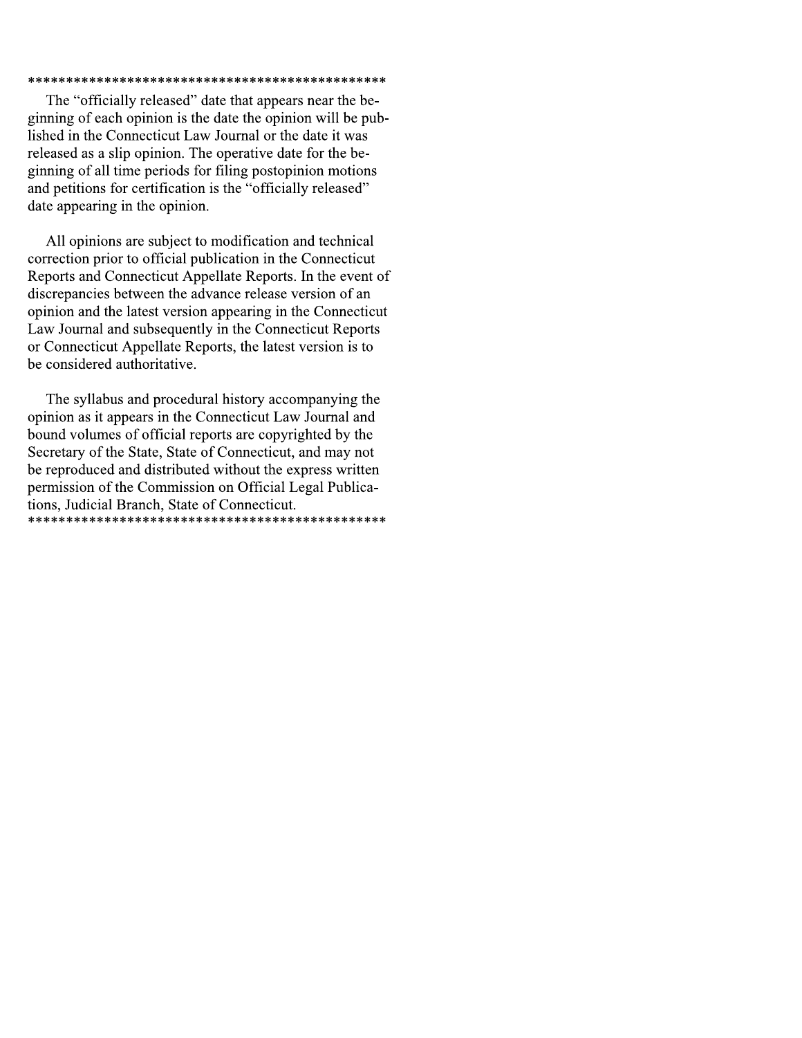\*\*\*\*\*\*\*\*\*\*\*\*\*\*\*\*\*\*\*\*\*\*\*\*\*\*\*\*\*\*\*\*\*\*\*\*\*\*\*\*\*\*\*\*\*\*\*\*

The "officially released" date that appears near the beginning of each opinion is the date the opinion will be published in the Connecticut Law Journal or the date it was released as a slip opinion. The operative date for the beginning of all time periods for filing postopinion motions and petitions for certification is the "officially released" date appearing in the opinion.

All opinions are subject to modification and technical correction prior to official publication in the Connecticut Reports and Connecticut Appellate Reports. In the event of discrepancies between the advance release version of an opinion and the latest version appearing in the Connecticut Law Journal and subsequently in the Connecticut Reports or Connecticut Appellate Reports, the latest version is to be considered authoritative.

The syllabus and procedural history accompanying the opinion as it appears in the Connecticut Law Journal and bound volumes of official reports are copyrighted by the Secretary of the State, State of Connecticut, and may not be reproduced and distributed without the express written permission of the Commission on Official Legal Publications, Judicial Branch, State of Connecticut.

\*\*\*\*\*\*\*\*\*\*\*\*\*\*\*\*\*\*\*\*\*\*\*\*\*\*\*\*\*\*\*\*\*\*\*\*\*\*\*\*\*\*\*\*\*\*\*\*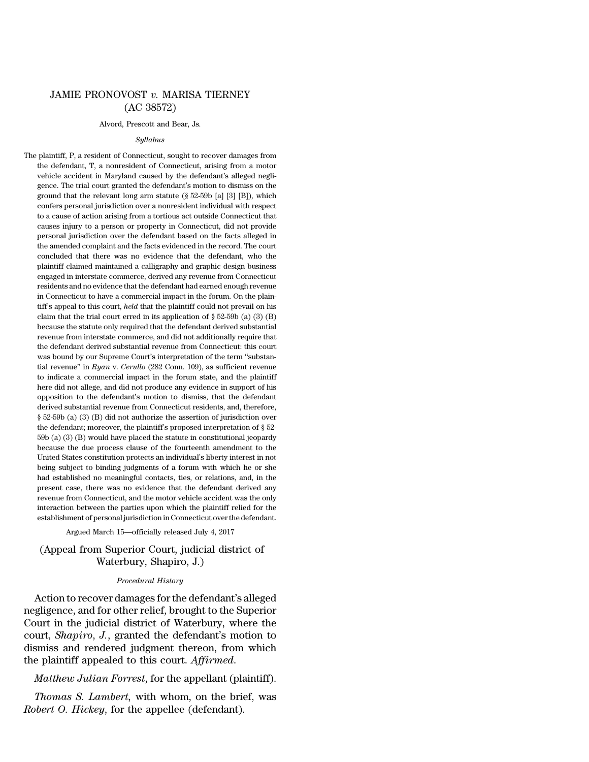# JAMIE PRONOVOST *v.* MARISA TIERNEY (AC 38572)

Alvord, Prescott and Bear, Js.

*Syllabus*

The plaintiff, P, a resident of Connecticut, sought to recover damages from the defendant, T, a nonresident of Connecticut, arising from a motor vehicle accident in Maryland caused by the defendant's alleged negligence. The trial court granted the defendant's motion to dismiss on the ground that the relevant long arm statute (§ 52-59b [a] [3] [B]), which confers personal jurisdiction over a nonresident individual with respect to a cause of action arising from a tortious act outside Connecticut that causes injury to a person or property in Connecticut, did not provide personal jurisdiction over the defendant based on the facts alleged in the amended complaint and the facts evidenced in the record. The court concluded that there was no evidence that the defendant, who the plaintiff claimed maintained a calligraphy and graphic design business engaged in interstate commerce, derived any revenue from Connecticut residents and no evidence that the defendant had earned enough revenue in Connecticut to have a commercial impact in the forum. On the plaintiff's appeal to this court, *held* that the plaintiff could not prevail on his claim that the trial court erred in its application of § 52-59b (a) (3) (B) because the statute only required that the defendant derived substantial revenue from interstate commerce, and did not additionally require that the defendant derived substantial revenue from Connecticut: this court was bound by our Supreme Court's interpretation of the term "substantial revenue" in *Ryan* v. *Cerullo* (282 Conn. 109), as sufficient revenue to indicate a commercial impact in the forum state, and the plaintiff here did not allege, and did not produce any evidence in support of his opposition to the defendant's motion to dismiss, that the defendant derived substantial revenue from Connecticut residents, and, therefore, § 52-59b (a) (3) (B) did not authorize the assertion of jurisdiction over the defendant; moreover, the plaintiff's proposed interpretation of § 52-59b (a) (3) (B) would have placed the statute in constitutional jeopardy because the due process clause of the fourteenth amendment to the United States constitution protects an individual's liberty interest in not being subject to binding judgments of a forum with which he or she had established no meaningful contacts, ties, or relations, and, in the present case, there was no evidence that the defendant derived any revenue from Connecticut, and the motor vehicle accident was the only interaction between the parties upon which the plaintiff relied for the establishment of personal jurisdiction in Connecticut over the defendant.

Argued March 15—officially released July 4, 2017

(Appeal from Superior Court, judicial district of Waterbury, Shapiro, J.)

*Procedural History*

Action to recover damages for the defendant's alleged negligence, and for other relief, brought to the Superior Court in the judicial district of Waterbury, where the court, *Shapiro*, *J.*, granted the defendant's motion to dismiss and rendered judgment thereon, from which the plaintiff appealed to this court. *Affirmed*.

*Matthew Julian Forrest*, for the appellant (plaintiff).

*Thomas S. Lambert*, with whom, on the brief, was *Robert O. Hickey*, for the appellee (defendant).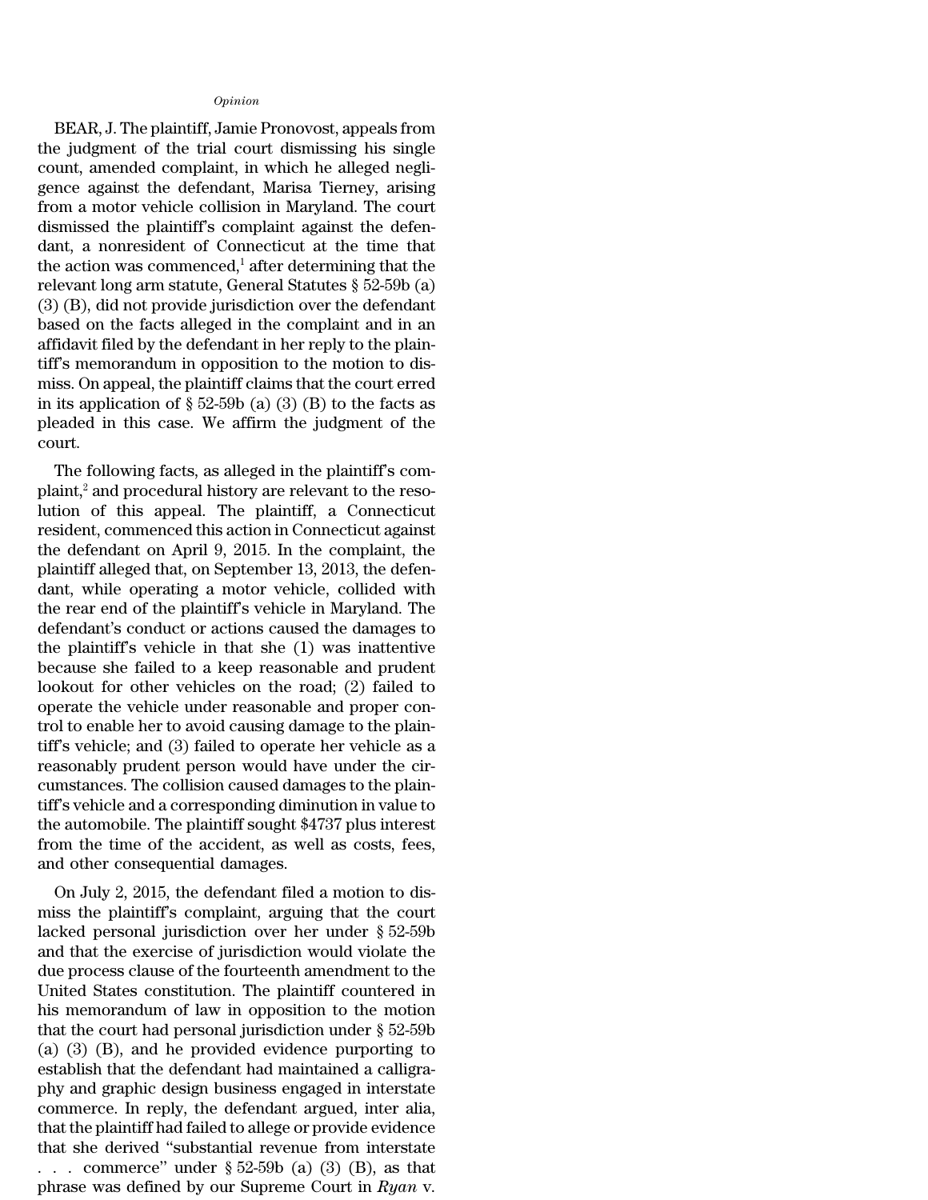*Opinion*

BEAR, J. The plaintiff, Jamie Pronovost, appeals from the judgment of the trial court dismissing his single count, amended complaint, in which he alleged negligence against the defendant, Marisa Tierney, arising from a motor vehicle collision in Maryland. The court dismissed the plaintiff's complaint against the defendant, a nonresident of Connecticut at the time that the action was commenced,[1] after determining that the relevant long arm statute, General Statutes § 52-59b (a) (3) (B), did not provide jurisdiction over the defendant based on the facts alleged in the complaint and in an affidavit filed by the defendant in her reply to the plaintiff's memorandum in opposition to the motion to dismiss. On appeal, the plaintiff claims that the court erred in its application of § 52-59b (a) (3) (B) to the facts as pleaded in this case. We affirm the judgment of the court.

The following facts, as alleged in the plaintiff's complaint,[2] and procedural history are relevant to the resolution of this appeal. The plaintiff, a Connecticut resident, commenced this action in Connecticut against the defendant on April 9, 2015. In the complaint, the plaintiff alleged that, on September 13, 2013, the defendant, while operating a motor vehicle, collided with the rear end of the plaintiff's vehicle in Maryland. The defendant's conduct or actions caused the damages to the plaintiff's vehicle in that she (1) was inattentive because she failed to a keep reasonable and prudent lookout for other vehicles on the road; (2) failed to operate the vehicle under reasonable and proper control to enable her to avoid causing damage to the plaintiff's vehicle; and (3) failed to operate her vehicle as a reasonably prudent person would have under the circumstances. The collision caused damages to the plaintiff's vehicle and a corresponding diminution in value to the automobile. The plaintiff sought $4737 plus interest from the time of the accident, as well as costs, fees, and other consequential damages.

On July 2, 2015, the defendant filed a motion to dismiss the plaintiff's complaint, arguing that the court lacked personal jurisdiction over her under § 52-59b and that the exercise of jurisdiction would violate the due process clause of the fourteenth amendment to the United States constitution. The plaintiff countered in his memorandum of law in opposition to the motion that the court had personal jurisdiction under § 52-59b (a) (3) (B), and he provided evidence purporting to establish that the defendant had maintained a calligraphy and graphic design business engaged in interstate commerce. In reply, the defendant argued, inter alia, that the plaintiff had failed to allege or provide evidence that she derived "substantial revenue from interstate . . . commerce" under § 52-59b (a) (3) (B), as that phrase was defined by our Supreme Court in *Ryan* v.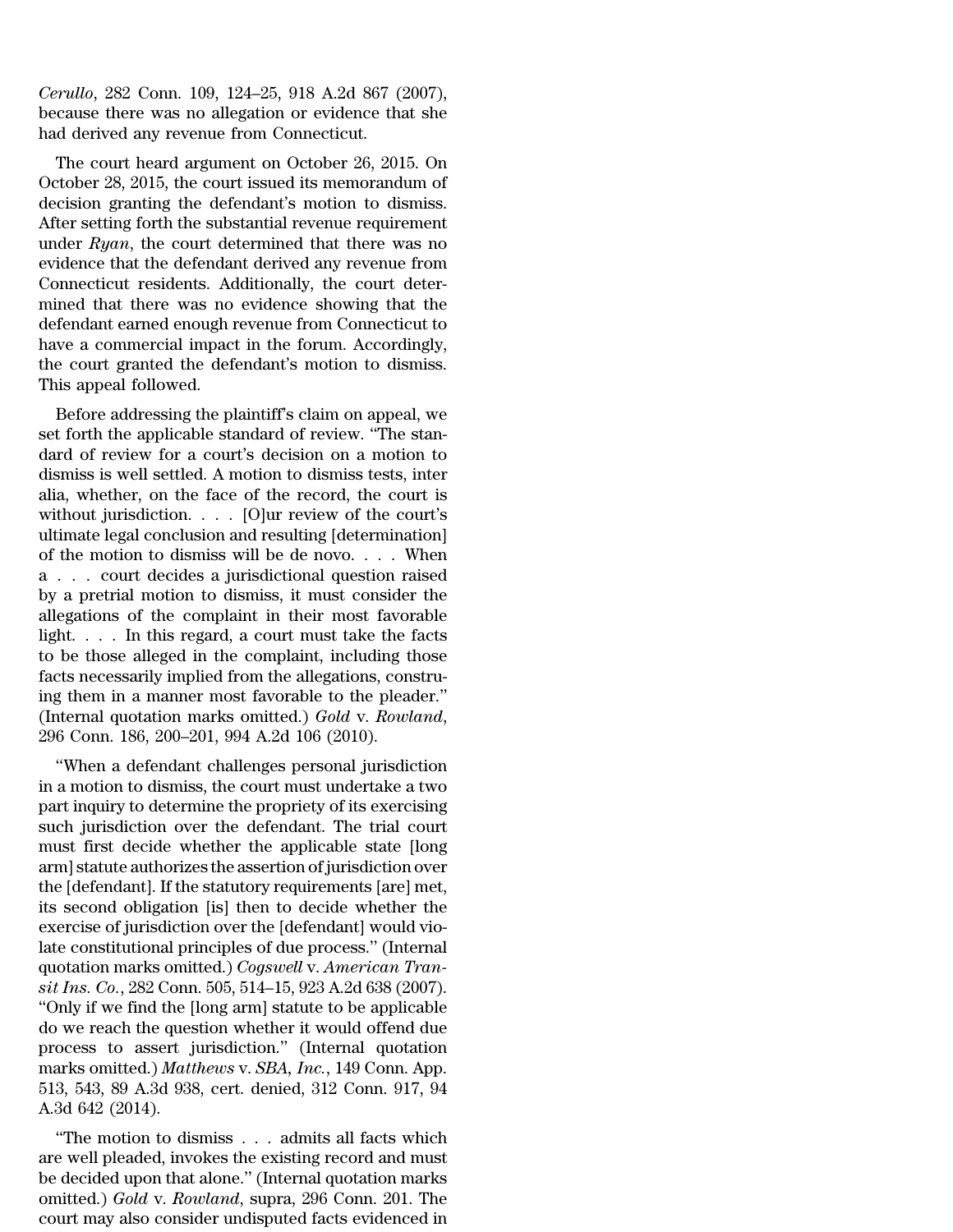*Cerullo*, 282 Conn. 109, 124–25, 918 A.2d 867 (2007), because there was no allegation or evidence that she had derived any revenue from Connecticut.

The court heard argument on October 26, 2015. On October 28, 2015, the court issued its memorandum of decision granting the defendant's motion to dismiss. After setting forth the substantial revenue requirement under *Ryan*, the court determined that there was no evidence that the defendant derived any revenue from Connecticut residents. Additionally, the court determined that there was no evidence showing that the defendant earned enough revenue from Connecticut to have a commercial impact in the forum. Accordingly, the court granted the defendant's motion to dismiss. This appeal followed.

Before addressing the plaintiff's claim on appeal, we set forth the applicable standard of review. "The standard of review for a court's decision on a motion to dismiss is well settled. A motion to dismiss tests, inter alia, whether, on the face of the record, the court is without jurisdiction. . . . [O]ur review of the court's ultimate legal conclusion and resulting [determination] of the motion to dismiss will be de novo. . . . When a . . . court decides a jurisdictional question raised by a pretrial motion to dismiss, it must consider the allegations of the complaint in their most favorable light. . . . In this regard, a court must take the facts to be those alleged in the complaint, including those facts necessarily implied from the allegations, construing them in a manner most favorable to the pleader." (Internal quotation marks omitted.) *Gold* v. *Rowland*, 296 Conn. 186, 200–201, 994 A.2d 106 (2010).

"When a defendant challenges personal jurisdiction in a motion to dismiss, the court must undertake a two part inquiry to determine the propriety of its exercising such jurisdiction over the defendant. The trial court must first decide whether the applicable state [long arm] statute authorizes the assertion of jurisdiction over the [defendant]. If the statutory requirements [are] met, its second obligation [is] then to decide whether the exercise of jurisdiction over the [defendant] would violate constitutional principles of due process." (Internal quotation marks omitted.) *Cogswell* v. *American Transit Ins. Co.*, 282 Conn. 505, 514–15, 923 A.2d 638 (2007). "Only if we find the [long arm] statute to be applicable do we reach the question whether it would offend due process to assert jurisdiction." (Internal quotation marks omitted.) *Matthews* v. *SBA, Inc.*, 149 Conn. App. 513, 543, 89 A.3d 938, cert. denied, 312 Conn. 917, 94 A.3d 642 (2014).

"The motion to dismiss . . . admits all facts which are well pleaded, invokes the existing record and must be decided upon that alone." (Internal quotation marks omitted.) *Gold* v. *Rowland*, supra, 296 Conn. 201. The court may also consider undisputed facts evidenced in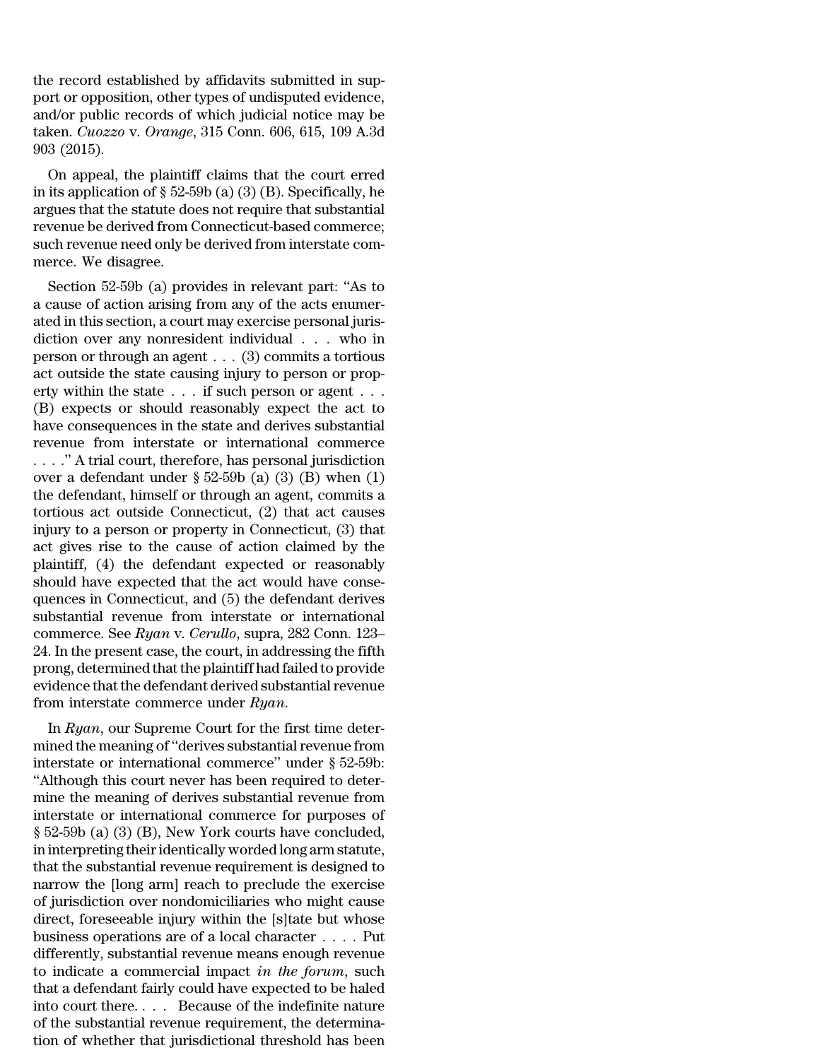the record established by affidavits submitted in support or opposition, other types of undisputed evidence, and/or public records of which judicial notice may be taken. *Cuozzo* v. *Orange*, 315 Conn. 606, 615, 109 A.3d 903 (2015).

On appeal, the plaintiff claims that the court erred in its application of § 52-59b (a) (3) (B). Specifically, he argues that the statute does not require that substantial revenue be derived from Connecticut-based commerce; such revenue need only be derived from interstate commerce. We disagree.

Section 52-59b (a) provides in relevant part: "As to a cause of action arising from any of the acts enumerated in this section, a court may exercise personal jurisdiction over any nonresident individual . . . who in person or through an agent . . . (3) commits a tortious act outside the state causing injury to person or property within the state . . . if such person or agent . . . (B) expects or should reasonably expect the act to have consequences in the state and derives substantial revenue from interstate or international commerce . . . ." A trial court, therefore, has personal jurisdiction over a defendant under § 52-59b (a) (3) (B) when (1) the defendant, himself or through an agent, commits a tortious act outside Connecticut, (2) that act causes injury to a person or property in Connecticut, (3) that act gives rise to the cause of action claimed by the plaintiff, (4) the defendant expected or reasonably should have expected that the act would have consequences in Connecticut, and (5) the defendant derives substantial revenue from interstate or international commerce. See *Ryan* v. *Cerullo*, supra, 282 Conn. 123–24. In the present case, the court, in addressing the fifth prong, determined that the plaintiff had failed to provide evidence that the defendant derived substantial revenue from interstate commerce under *Ryan*.

In *Ryan*, our Supreme Court for the first time determined the meaning of "derives substantial revenue from interstate or international commerce" under § 52-59b: "Although this court never has been required to determine the meaning of derives substantial revenue from interstate or international commerce for purposes of § 52-59b (a) (3) (B), New York courts have concluded, in interpreting their identically worded long arm statute, that the substantial revenue requirement is designed to narrow the [long arm] reach to preclude the exercise of jurisdiction over nondomiciliaries who might cause direct, foreseeable injury within the [s]tate but whose business operations are of a local character . . . . Put differently, substantial revenue means enough revenue to indicate a commercial impact *in the forum*, such that a defendant fairly could have expected to be haled into court there. . . . Because of the indefinite nature of the substantial revenue requirement, the determination of whether that jurisdictional threshold has been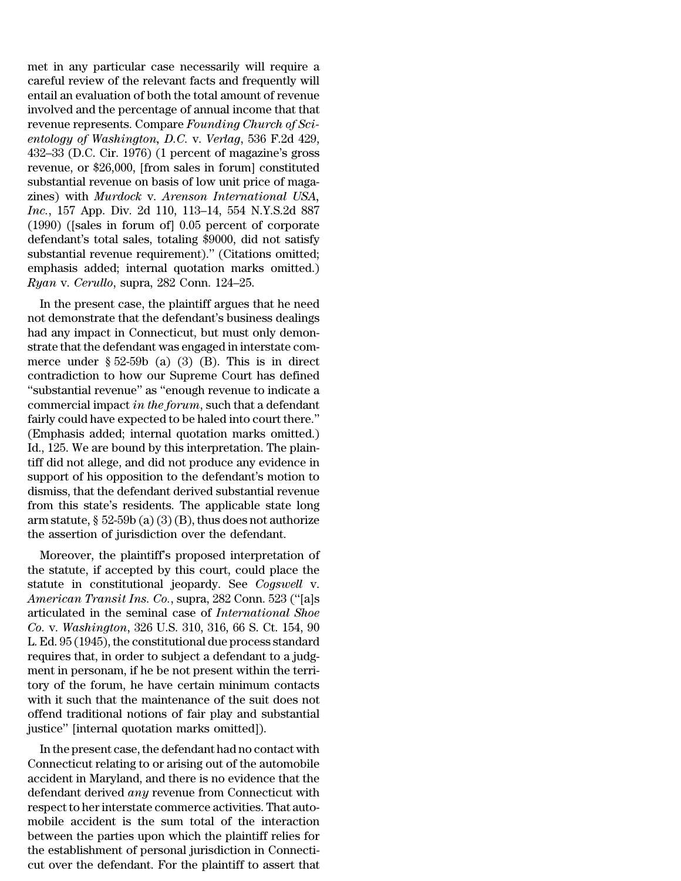met in any particular case necessarily will require a careful review of the relevant facts and frequently will entail an evaluation of both the total amount of revenue involved and the percentage of annual income that that revenue represents. Compare *Founding Church of Scientology of Washington, D.C.* v. *Verlag*, 536 F.2d 429, 432–33 (D.C. Cir. 1976) (1 percent of magazine's gross revenue, or $26,000, [from sales in forum] constituted substantial revenue on basis of low unit price of magazines) with *Murdock* v. *Arenson International USA, Inc.*, 157 App. Div. 2d 110, 113–14, 554 N.Y.S.2d 887 (1990) ([sales in forum of] 0.05 percent of corporate defendant's total sales, totaling $9000, did not satisfy substantial revenue requirement)." (Citations omitted; emphasis added; internal quotation marks omitted.) *Ryan* v. *Cerullo*, supra, 282 Conn. 124–25.

In the present case, the plaintiff argues that he need not demonstrate that the defendant's business dealings had any impact in Connecticut, but must only demonstrate that the defendant was engaged in interstate commerce under § 52-59b (a) (3) (B). This is in direct contradiction to how our Supreme Court has defined "substantial revenue" as "enough revenue to indicate a commercial impact *in the forum*, such that a defendant fairly could have expected to be haled into court there." (Emphasis added; internal quotation marks omitted.) Id., 125. We are bound by this interpretation. The plaintiff did not allege, and did not produce any evidence in support of his opposition to the defendant's motion to dismiss, that the defendant derived substantial revenue from this state's residents. The applicable state long arm statute, § 52-59b (a) (3) (B), thus does not authorize the assertion of jurisdiction over the defendant.

Moreover, the plaintiff's proposed interpretation of the statute, if accepted by this court, could place the statute in constitutional jeopardy. See *Cogswell* v. *American Transit Ins. Co.*, supra, 282 Conn. 523 ("[a]s articulated in the seminal case of *International Shoe Co.* v. *Washington*, 326 U.S. 310, 316, 66 S. Ct. 154, 90 L. Ed. 95 (1945), the constitutional due process standard requires that, in order to subject a defendant to a judgment in personam, if he be not present within the territory of the forum, he have certain minimum contacts with it such that the maintenance of the suit does not offend traditional notions of fair play and substantial justice" [internal quotation marks omitted]).

In the present case, the defendant had no contact with Connecticut relating to or arising out of the automobile accident in Maryland, and there is no evidence that the defendant derived *any* revenue from Connecticut with respect to her interstate commerce activities. That automobile accident is the sum total of the interaction between the parties upon which the plaintiff relies for the establishment of personal jurisdiction in Connecticut over the defendant. For the plaintiff to assert that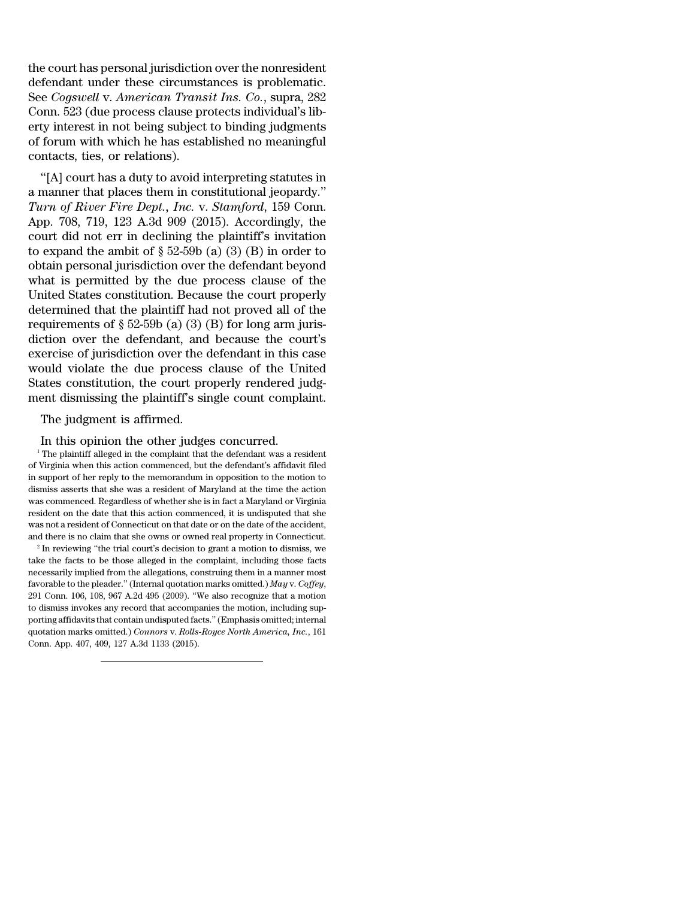the court has personal jurisdiction over the nonresident defendant under these circumstances is problematic. See *Cogswell* v. *American Transit Ins. Co.*, supra, 282 Conn. 523 (due process clause protects individual's liberty interest in not being subject to binding judgments of forum with which he has established no meaningful contacts, ties, or relations).

"[A] court has a duty to avoid interpreting statutes in a manner that places them in constitutional jeopardy." *Turn of River Fire Dept., Inc.* v. *Stamford*, 159 Conn. App. 708, 719, 123 A.3d 909 (2015). Accordingly, the court did not err in declining the plaintiff's invitation to expand the ambit of § 52-59b (a) (3) (B) in order to obtain personal jurisdiction over the defendant beyond what is permitted by the due process clause of the United States constitution. Because the court properly determined that the plaintiff had not proved all of the requirements of § 52-59b (a) (3) (B) for long arm jurisdiction over the defendant, and because the court's exercise of jurisdiction over the defendant in this case would violate the due process clause of the United States constitution, the court properly rendered judgment dismissing the plaintiff's single count complaint.

The judgment is affirmed.

In this opinion the other judges concurred.

[1] The plaintiff alleged in the complaint that the defendant was a resident of Virginia when this action commenced, but the defendant's affidavit filed in support of her reply to the memorandum in opposition to the motion to dismiss asserts that she was a resident of Maryland at the time the action was commenced. Regardless of whether she is in fact a Maryland or Virginia resident on the date that this action commenced, it is undisputed that she was not a resident of Connecticut on that date or on the date of the accident, and there is no claim that she owns or owned real property in Connecticut.

[2] In reviewing "the trial court's decision to grant a motion to dismiss, we take the facts to be those alleged in the complaint, including those facts necessarily implied from the allegations, construing them in a manner most favorable to the pleader." (Internal quotation marks omitted.) *May* v. *Coffey*, 291 Conn. 106, 108, 967 A.2d 495 (2009). "We also recognize that a motion to dismiss invokes any record that accompanies the motion, including supporting affidavits that contain undisputed facts." (Emphasis omitted; internal quotation marks omitted.) *Connors* v. *Rolls-Royce North America, Inc.*, 161 Conn. App. 407, 409, 127 A.3d 1133 (2015).